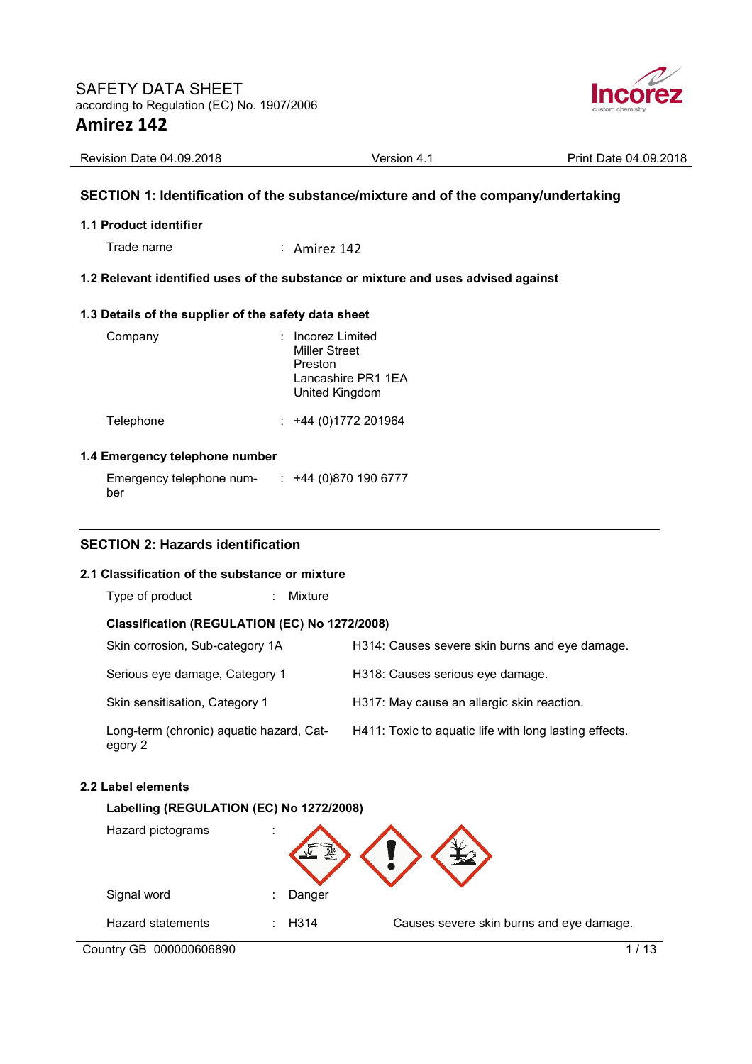SAFETY DATA SHEET
according to Regulation (EC) No. 1907/2006

# Amirez 142

| Revision Date 04.09.2018 | Version 4.1 | Print Date 04.09.2018 |
|---|---|---|

## SECTION 1: Identification of the substance/mixture and of the company/undertaking

### 1.1 Product identifier

Trade name : Amirez 142

### 1.2 Relevant identified uses of the substance or mixture and uses advised against

### 1.3 Details of the supplier of the safety data sheet

Company : Incorez Limited
Miller Street
Preston
Lancashire PR1 1EA
United Kingdom

Telephone : +44 (0)1772 201964

### 1.4 Emergency telephone number

Emergency telephone number : +44 (0)870 190 6777

## SECTION 2: Hazards identification

### 2.1 Classification of the substance or mixture

Type of product : Mixture

**Classification (REGULATION (EC) No 1272/2008)**

| | |
|---|---|
| Skin corrosion, Sub-category 1A | H314: Causes severe skin burns and eye damage. |
| Serious eye damage, Category 1 | H318: Causes serious eye damage. |
| Skin sensitisation, Category 1 | H317: May cause an allergic skin reaction. |
| Long-term (chronic) aquatic hazard, Category 2 | H411: Toxic to aquatic life with long lasting effects. |

### 2.2 Label elements

**Labelling (REGULATION (EC) No 1272/2008)**

Hazard pictograms :

Signal word : Danger

Hazard statements : H314 Causes severe skin burns and eye damage.

Country GB 000000606890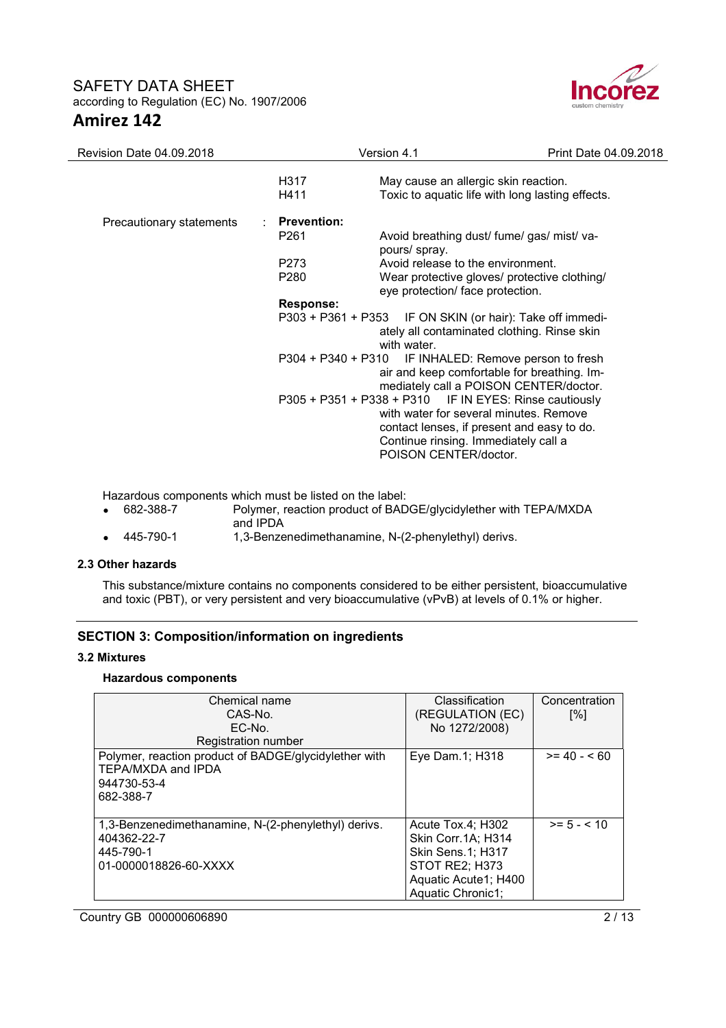| | | |
|---|---|---|
| | H317 | May cause an allergic skin reaction. |
| | H411 | Toxic to aquatic life with long lasting effects. |
| Precautionary statements : | **Prevention:** | |
| | P261 | Avoid breathing dust/ fume/ gas/ mist/ vapours/ spray. |
| | P273 | Avoid release to the environment. |
| | P280 | Wear protective gloves/ protective clothing/ eye protection/ face protection. |
| | **Response:** | |
| | P303 + P361 + P353 | IF ON SKIN (or hair): Take off immediately all contaminated clothing. Rinse skin with water. |
| | P304 + P340 + P310 | IF INHALED: Remove person to fresh air and keep comfortable for breathing. Immediately call a POISON CENTER/doctor. |
| | P305 + P351 + P338 + P310 | IF IN EYES: Rinse cautiously with water for several minutes. Remove contact lenses, if present and easy to do. Continue rinsing. Immediately call a POISON CENTER/doctor. |

Hazardous components which must be listed on the label:

- 682-388-7 Polymer, reaction product of BADGE/glycidylether with TEPA/MXDA and IPDA
- 445-790-1 1,3-Benzenedimethanamine, N-(2-phenylethyl) derivs.

### 2.3 Other hazards

This substance/mixture contains no components considered to be either persistent, bioaccumulative and toxic (PBT), or very persistent and very bioaccumulative (vPvB) at levels of 0.1% or higher.

## SECTION 3: Composition/information on ingredients

### 3.2 Mixtures

**Hazardous components**

| Chemical name<br>CAS-No.<br>EC-No.<br>Registration number | Classification<br>(REGULATION (EC)<br>No 1272/2008) | Concentration<br>[%] |
|---|---|---|
| Polymer, reaction product of BADGE/glycidylether with TEPA/MXDA and IPDA<br>944730-53-4<br>682-388-7 | Eye Dam.1; H318 | >= 40 - < 60 |
| 1,3-Benzenedimethanamine, N-(2-phenylethyl) derivs.<br>404362-22-7<br>445-790-1<br>01-0000018826-60-XXXX | Acute Tox.4; H302<br>Skin Corr.1A; H314<br>Skin Sens.1; H317<br>STOT RE2; H373<br>Aquatic Acute1; H400<br>Aquatic Chronic1; | >= 5 - < 10 |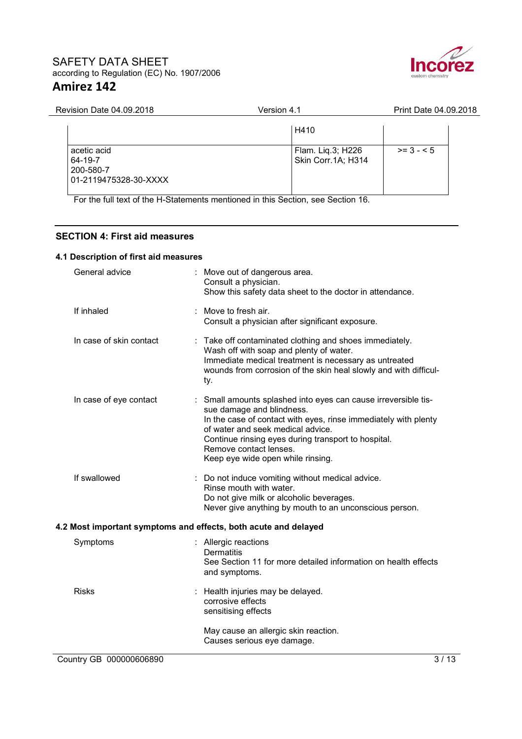| | | |
|---|---|---|
| | H410 | |
| acetic acid<br>64-19-7<br>200-580-7<br>01-2119475328-30-XXXX | Flam. Liq.3; H226<br>Skin Corr.1A; H314 | >= 3 - < 5 |

For the full text of the H-Statements mentioned in this Section, see Section 16.

## SECTION 4: First aid measures

### 4.1 Description of first aid measures

General advice : Move out of dangerous area.
Consult a physician.
Show this safety data sheet to the doctor in attendance.

If inhaled : Move to fresh air.
Consult a physician after significant exposure.

In case of skin contact : Take off contaminated clothing and shoes immediately.
Wash off with soap and plenty of water.
Immediate medical treatment is necessary as untreated wounds from corrosion of the skin heal slowly and with difficulty.

In case of eye contact : Small amounts splashed into eyes can cause irreversible tissue damage and blindness.
In the case of contact with eyes, rinse immediately with plenty of water and seek medical advice.
Continue rinsing eyes during transport to hospital.
Remove contact lenses.
Keep eye wide open while rinsing.

If swallowed : Do not induce vomiting without medical advice.
Rinse mouth with water.
Do not give milk or alcoholic beverages.
Never give anything by mouth to an unconscious person.

### 4.2 Most important symptoms and effects, both acute and delayed

Symptoms : Allergic reactions
Dermatitis
See Section 11 for more detailed information on health effects and symptoms.

Risks : Health injuries may be delayed.
corrosive effects
sensitising effects

May cause an allergic skin reaction.
Causes serious eye damage.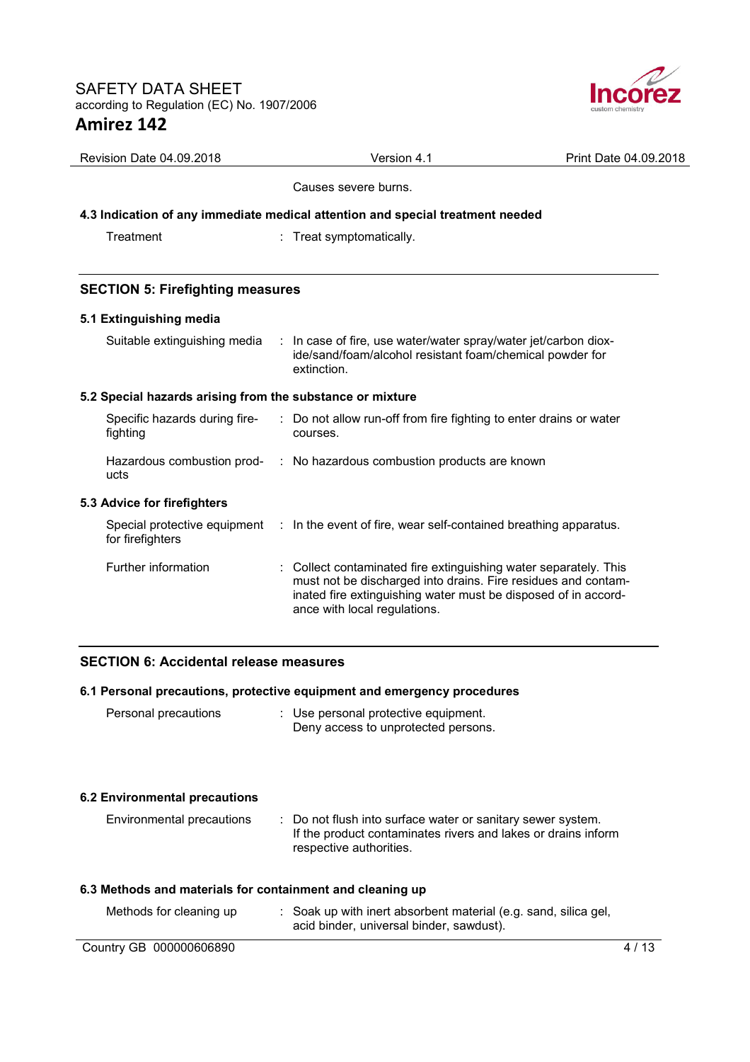Causes severe burns.

### 4.3 Indication of any immediate medical attention and special treatment needed

| | |
|---|---|
| Treatment | : Treat symptomatically. |

## SECTION 5: Firefighting measures

### 5.1 Extinguishing media

| | |
|---|---|
| Suitable extinguishing media | : In case of fire, use water/water spray/water jet/carbon dioxide/sand/foam/alcohol resistant foam/chemical powder for extinction. |

### 5.2 Special hazards arising from the substance or mixture

| | |
|---|---|
| Specific hazards during firefighting | : Do not allow run-off from fire fighting to enter drains or water courses. |
| Hazardous combustion products | : No hazardous combustion products are known |

### 5.3 Advice for firefighters

| | |
|---|---|
| Special protective equipment for firefighters | : In the event of fire, wear self-contained breathing apparatus. |
| Further information | : Collect contaminated fire extinguishing water separately. This must not be discharged into drains. Fire residues and contaminated fire extinguishing water must be disposed of in accordance with local regulations. |

## SECTION 6: Accidental release measures

### 6.1 Personal precautions, protective equipment and emergency procedures

| | |
|---|---|
| Personal precautions | : Use personal protective equipment.<br>Deny access to unprotected persons. |

### 6.2 Environmental precautions

| | |
|---|---|
| Environmental precautions | : Do not flush into surface water or sanitary sewer system.<br>If the product contaminates rivers and lakes or drains inform respective authorities. |

### 6.3 Methods and materials for containment and cleaning up

| | |
|---|---|
| Methods for cleaning up | : Soak up with inert absorbent material (e.g. sand, silica gel, acid binder, universal binder, sawdust). |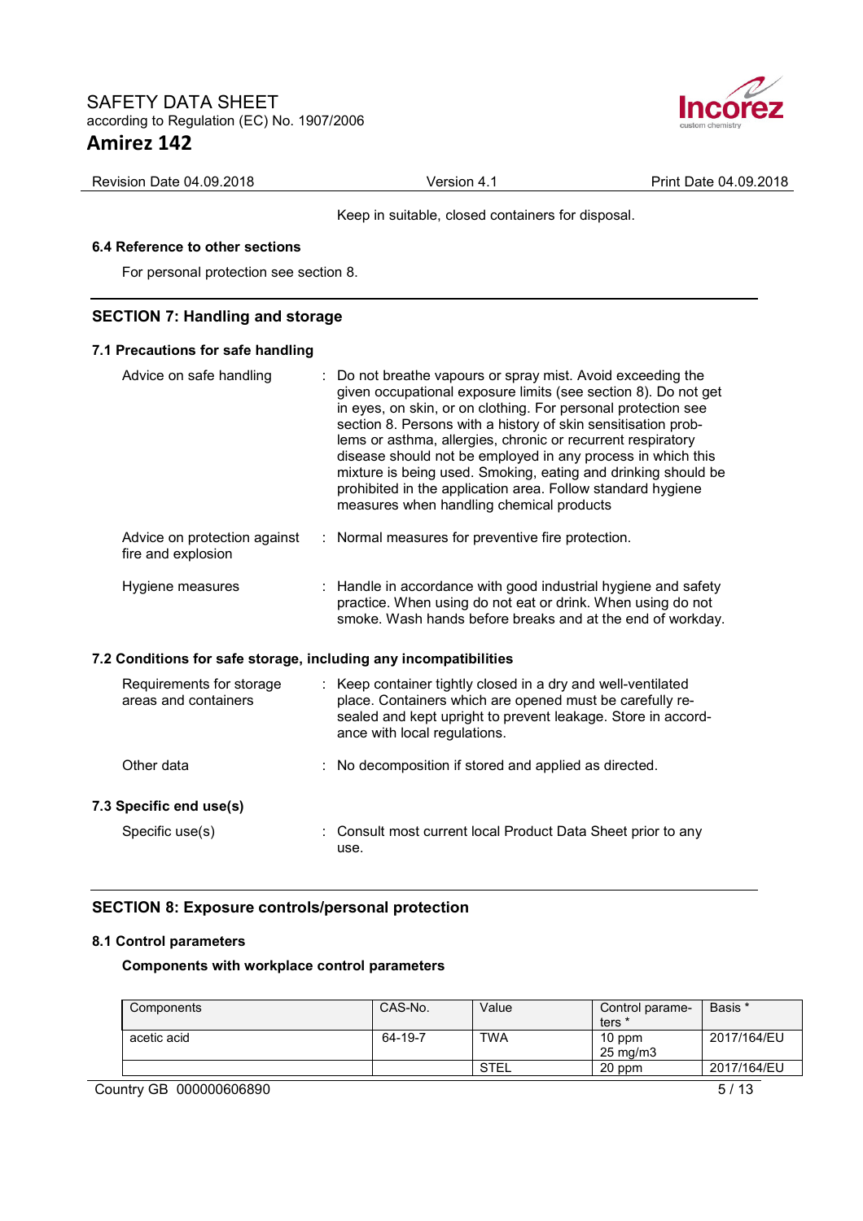Keep in suitable, closed containers for disposal.

**6.4 Reference to other sections**

For personal protection see section 8.

## SECTION 7: Handling and storage

**7.1 Precautions for safe handling**

Advice on safe handling : Do not breathe vapours or spray mist. Avoid exceeding the given occupational exposure limits (see section 8). Do not get in eyes, on skin, or on clothing. For personal protection see section 8. Persons with a history of skin sensitisation problems or asthma, allergies, chronic or recurrent respiratory disease should not be employed in any process in which this mixture is being used. Smoking, eating and drinking should be prohibited in the application area. Follow standard hygiene measures when handling chemical products

Advice on protection against fire and explosion : Normal measures for preventive fire protection.

Hygiene measures : Handle in accordance with good industrial hygiene and safety practice. When using do not eat or drink. When using do not smoke. Wash hands before breaks and at the end of workday.

**7.2 Conditions for safe storage, including any incompatibilities**

Requirements for storage areas and containers : Keep container tightly closed in a dry and well-ventilated place. Containers which are opened must be carefully resealed and kept upright to prevent leakage. Store in accordance with local regulations.

Other data : No decomposition if stored and applied as directed.

**7.3 Specific end use(s)**

Specific use(s) : Consult most current local Product Data Sheet prior to any use.

## SECTION 8: Exposure controls/personal protection

**8.1 Control parameters**

**Components with workplace control parameters**

| Components | CAS-No. | Value | Control parameters * | Basis * |
|---|---|---|---|---|
| acetic acid | 64-19-7 | TWA | 10 ppm<br>25 mg/m3 | 2017/164/EU |
| | | STEL | 20 ppm | 2017/164/EU |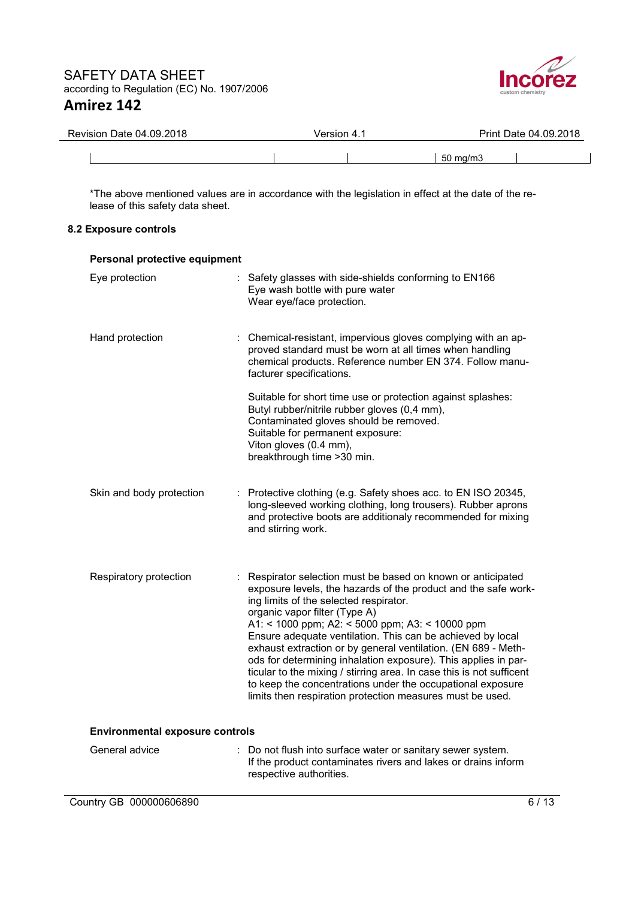| | | | 50 mg/m3 | |
|---|---|---|---|---|

*The above mentioned values are in accordance with the legislation in effect at the date of the release of this safety data sheet.

### 8.2 Exposure controls

**Personal protective equipment**

| | |
|---|---|
| Eye protection | : Safety glasses with side-shields conforming to EN166<br>Eye wash bottle with pure water<br>Wear eye/face protection. |
| Hand protection | : Chemical-resistant, impervious gloves complying with an approved standard must be worn at all times when handling chemical products. Reference number EN 374. Follow manufacturer specifications.<br><br>Suitable for short time use or protection against splashes:<br>Butyl rubber/nitrile rubber gloves (0,4 mm),<br>Contaminated gloves should be removed.<br>Suitable for permanent exposure:<br>Viton gloves (0.4 mm),<br>breakthrough time >30 min. |
| Skin and body protection | : Protective clothing (e.g. Safety shoes acc. to EN ISO 20345, long-sleeved working clothing, long trousers). Rubber aprons and protective boots are additionaly recommended for mixing and stirring work. |
| Respiratory protection | : Respirator selection must be based on known or anticipated exposure levels, the hazards of the product and the safe working limits of the selected respirator.<br>organic vapor filter (Type A)<br>A1: < 1000 ppm; A2: < 5000 ppm; A3: < 10000 ppm<br>Ensure adequate ventilation. This can be achieved by local exhaust extraction or by general ventilation. (EN 689 - Methods for determining inhalation exposure). This applies in particular to the mixing / stirring area. In case this is not suffcient to keep the concentrations under the occupational exposure limits then respiration protection measures must be used. |

**Environmental exposure controls**

| | |
|---|---|
| General advice | : Do not flush into surface water or sanitary sewer system.<br>If the product contaminates rivers and lakes or drains inform respective authorities. |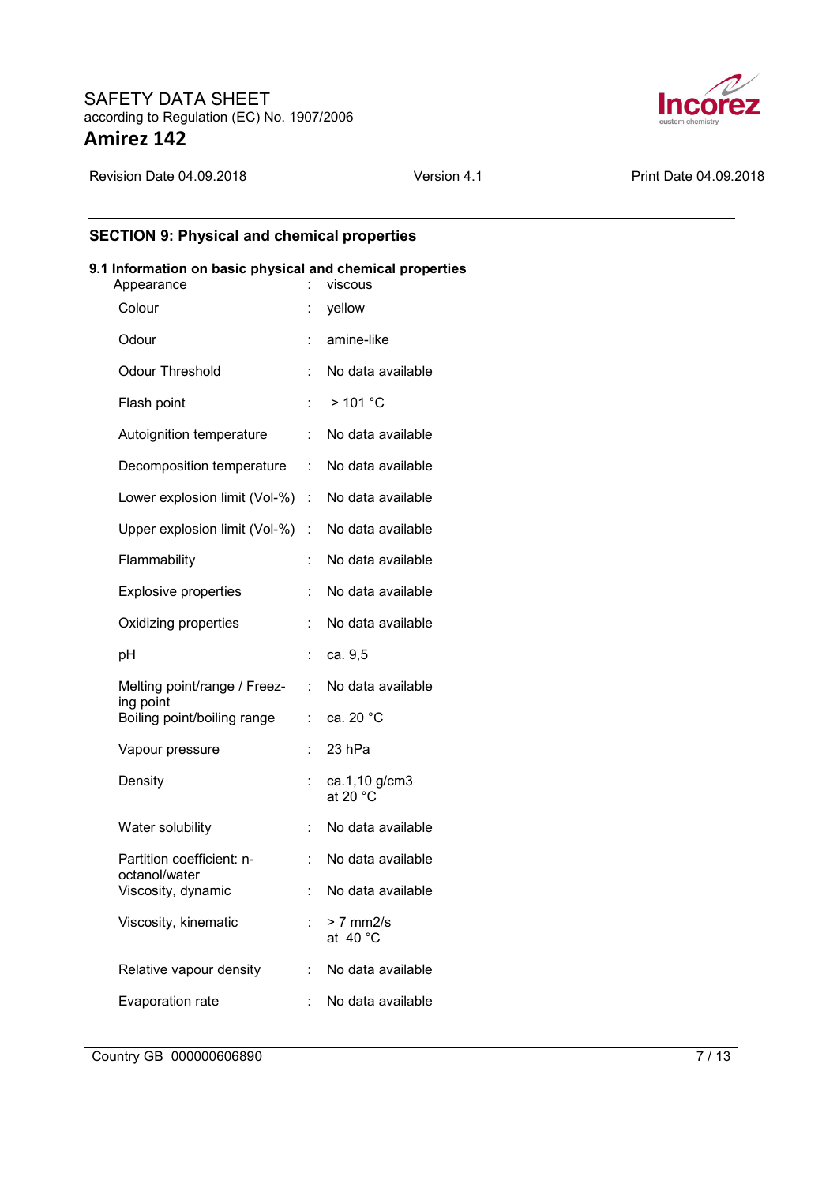## SECTION 9: Physical and chemical properties

### 9.1 Information on basic physical and chemical properties

| Property | | Value |
|---|---|---|
| Appearance | : | viscous |
| Colour | : | yellow |
| Odour | : | amine-like |
| Odour Threshold | : | No data available |
| Flash point | : | > 101 °C |
| Autoignition temperature | : | No data available |
| Decomposition temperature | : | No data available |
| Lower explosion limit (Vol-%) | : | No data available |
| Upper explosion limit (Vol-%) | : | No data available |
| Flammability | : | No data available |
| Explosive properties | : | No data available |
| Oxidizing properties | : | No data available |
| pH | : | ca. 9,5 |
| Melting point/range / Freezing point | : | No data available |
| Boiling point/boiling range | : | ca. 20 °C |
| Vapour pressure | : | 23 hPa |
| Density | : | ca.1,10 g/cm3 at 20 °C |
| Water solubility | : | No data available |
| Partition coefficient: n-octanol/water | : | No data available |
| Viscosity, dynamic | : | No data available |
| Viscosity, kinematic | : | > 7 mm2/s at 40 °C |
| Relative vapour density | : | No data available |
| Evaporation rate | : | No data available |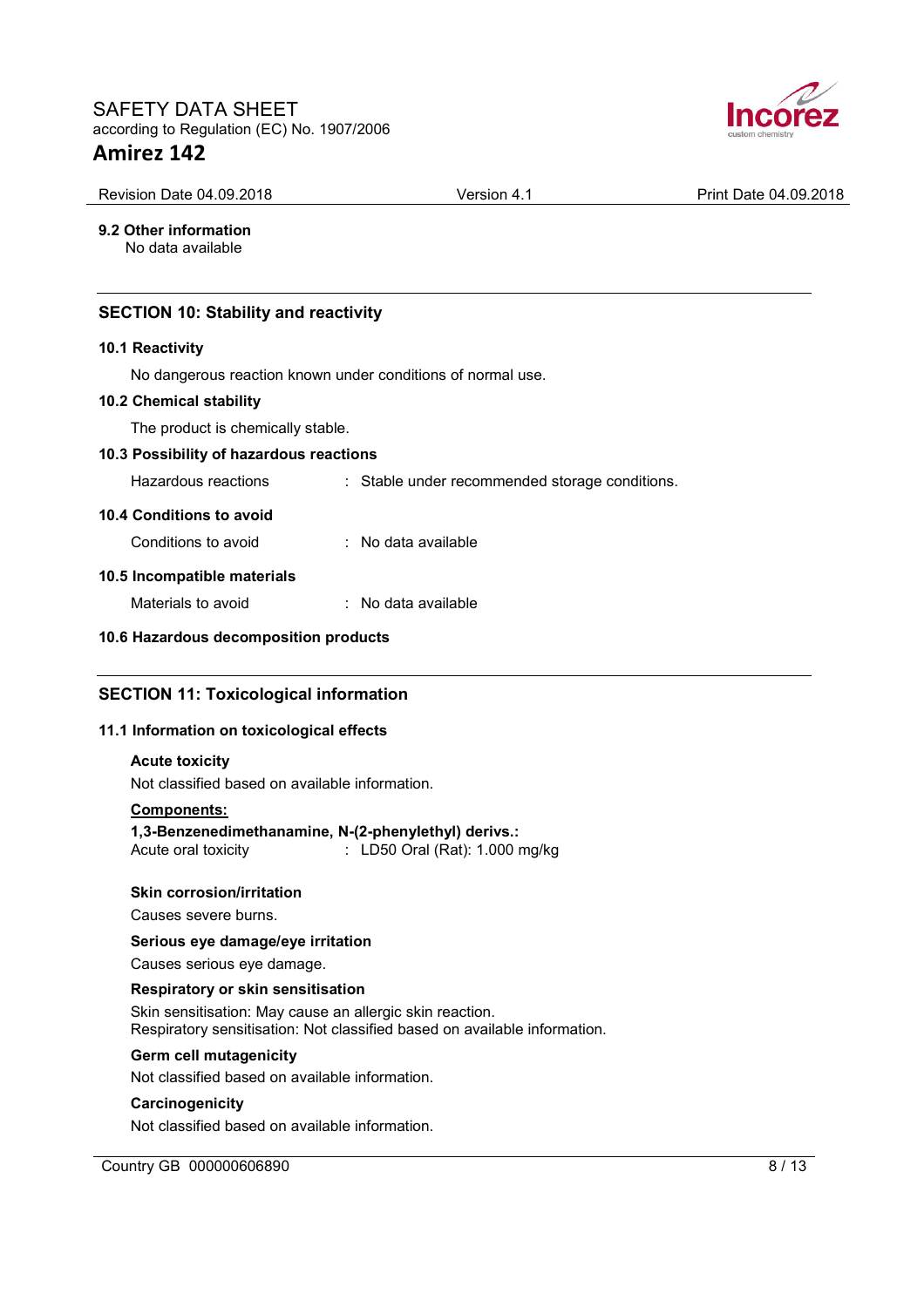**9.2 Other information**

No data available

## SECTION 10: Stability and reactivity

**10.1 Reactivity**

No dangerous reaction known under conditions of normal use.

**10.2 Chemical stability**

The product is chemically stable.

**10.3 Possibility of hazardous reactions**

Hazardous reactions : Stable under recommended storage conditions.

**10.4 Conditions to avoid**

Conditions to avoid : No data available

**10.5 Incompatible materials**

Materials to avoid : No data available

**10.6 Hazardous decomposition products**

## SECTION 11: Toxicological information

**11.1 Information on toxicological effects**

**Acute toxicity**

Not classified based on available information.

**Components:**

**1,3-Benzenedimethanamine, N-(2-phenylethyl) derivs.:**

Acute oral toxicity : LD50 Oral (Rat): 1.000 mg/kg

**Skin corrosion/irritation**

Causes severe burns.

**Serious eye damage/eye irritation**

Causes serious eye damage.

**Respiratory or skin sensitisation**

Skin sensitisation: May cause an allergic skin reaction.
Respiratory sensitisation: Not classified based on available information.

**Germ cell mutagenicity**

Not classified based on available information.

**Carcinogenicity**

Not classified based on available information.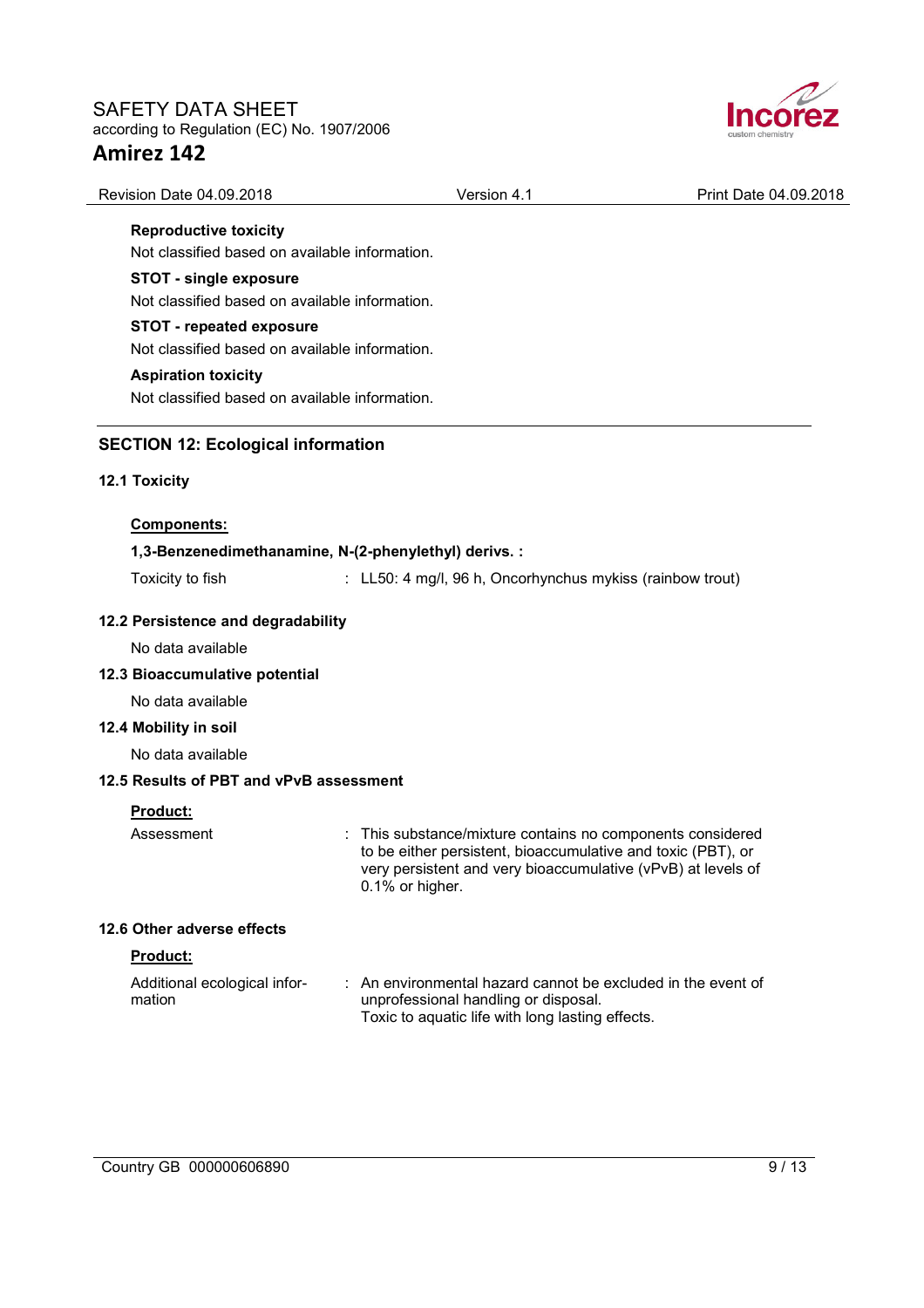**Reproductive toxicity**

Not classified based on available information.

**STOT - single exposure**

Not classified based on available information.

**STOT - repeated exposure**

Not classified based on available information.

**Aspiration toxicity**

Not classified based on available information.

## SECTION 12: Ecological information

### 12.1 Toxicity

**Components:**

**1,3-Benzenedimethanamine, N-(2-phenylethyl) derivs. :**

Toxicity to fish : LL50: 4 mg/l, 96 h, Oncorhynchus mykiss (rainbow trout)

### 12.2 Persistence and degradability

No data available

### 12.3 Bioaccumulative potential

No data available

### 12.4 Mobility in soil

No data available

### 12.5 Results of PBT and vPvB assessment

**Product:**

Assessment : This substance/mixture contains no components considered to be either persistent, bioaccumulative and toxic (PBT), or very persistent and very bioaccumulative (vPvB) at levels of 0.1% or higher.

### 12.6 Other adverse effects

**Product:**

Additional ecological information : An environmental hazard cannot be excluded in the event of unprofessional handling or disposal.
Toxic to aquatic life with long lasting effects.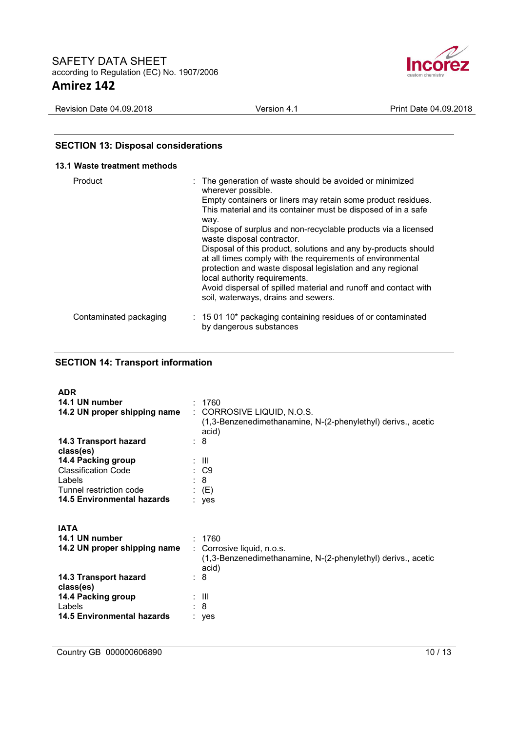## SECTION 13: Disposal considerations

### 13.1 Waste treatment methods

| | |
|---|---|
| Product | : The generation of waste should be avoided or minimized wherever possible. Empty containers or liners may retain some product residues. This material and its container must be disposed of in a safe way. Dispose of surplus and non-recyclable products via a licensed waste disposal contractor. Disposal of this product, solutions and any by-products should at all times comply with the requirements of environmental protection and waste disposal legislation and any regional local authority requirements. Avoid dispersal of spilled material and runoff and contact with soil, waterways, drains and sewers. |
| Contaminated packaging | : 15 01 10* packaging containing residues of or contaminated by dangerous substances |

## SECTION 14: Transport information

**ADR**

| | |
|---|---|
| **14.1 UN number** | : 1760 |
| **14.2 UN proper shipping name** | : CORROSIVE LIQUID, N.O.S. (1,3-Benzenedimethanamine, N-(2-phenylethyl) derivs., acetic acid) |
| **14.3 Transport hazard class(es)** | : 8 |
| **14.4 Packing group** | : III |
| Classification Code | : C9 |
| Labels | : 8 |
| Tunnel restriction code | : (E) |
| **14.5 Environmental hazards** | : yes |

**IATA**

| | |
|---|---|
| **14.1 UN number** | : 1760 |
| **14.2 UN proper shipping name** | : Corrosive liquid, n.o.s. (1,3-Benzenedimethanamine, N-(2-phenylethyl) derivs., acetic acid) |
| **14.3 Transport hazard class(es)** | : 8 |
| **14.4 Packing group** | : III |
| Labels | : 8 |
| **14.5 Environmental hazards** | : yes |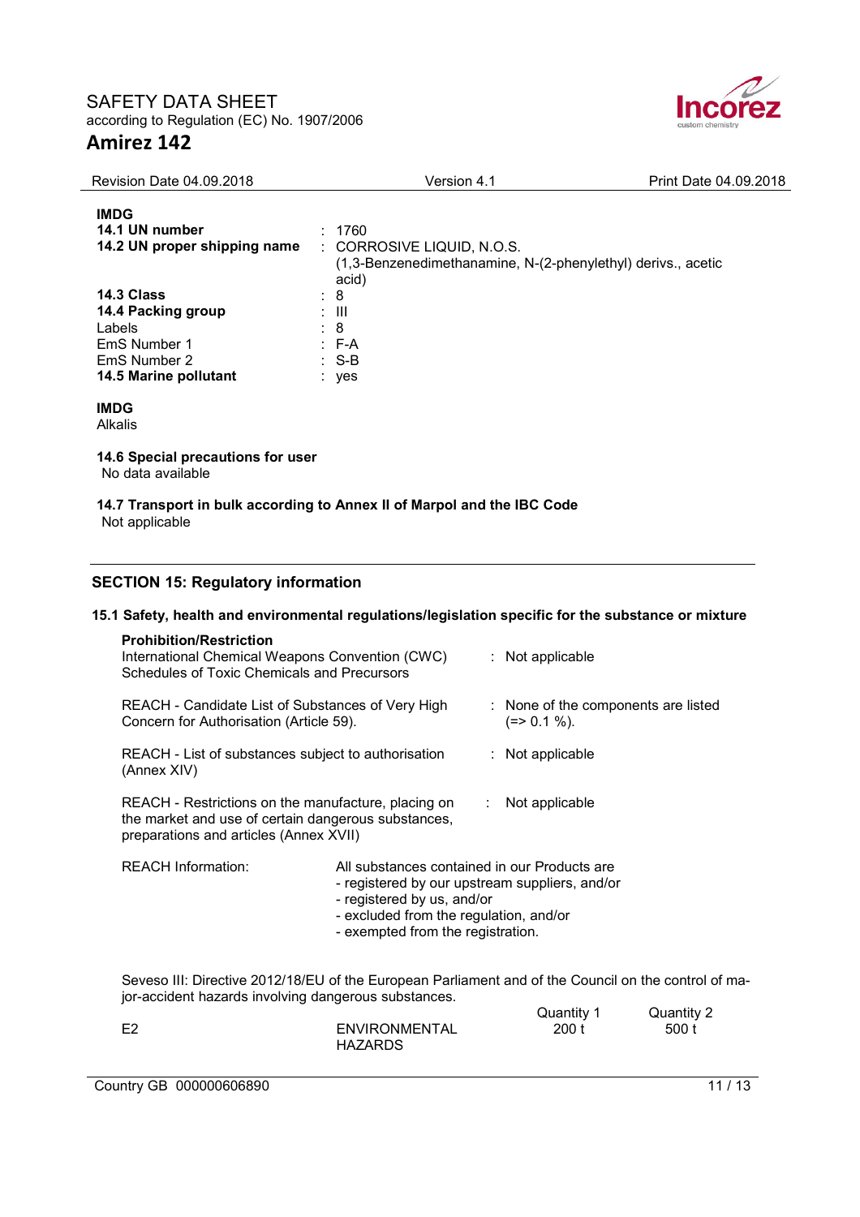**IMDG**

| | | |
|---|---|---|
| **14.1 UN number** | : | 1760 |
| **14.2 UN proper shipping name** | : | CORROSIVE LIQUID, N.O.S. (1,3-Benzenedimethanamine, N-(2-phenylethyl) derivs., acetic acid) |
| **14.3 Class** | : | 8 |
| **14.4 Packing group** | : | III |
| Labels | : | 8 |
| EmS Number 1 | : | F-A |
| EmS Number 2 | : | S-B |
| **14.5 Marine pollutant** | : | yes |

**IMDG**
Alkalis

**14.6 Special precautions for user**
No data available

**14.7 Transport in bulk according to Annex II of Marpol and the IBC Code**
Not applicable

## SECTION 15: Regulatory information

### 15.1 Safety, health and environmental regulations/legislation specific for the substance or mixture

**Prohibition/Restriction**

| | | |
|---|---|---|
| International Chemical Weapons Convention (CWC) Schedules of Toxic Chemicals and Precursors | : | Not applicable |
| REACH - Candidate List of Substances of Very High Concern for Authorisation (Article 59). | : | None of the components are listed (=> 0.1 %). |
| REACH - List of substances subject to authorisation (Annex XIV) | : | Not applicable |
| REACH - Restrictions on the manufacture, placing on the market and use of certain dangerous substances, preparations and articles (Annex XVII) | : | Not applicable |

REACH Information:

All substances contained in our Products are
- registered by our upstream suppliers, and/or
- registered by us, and/or
- excluded from the regulation, and/or
- exempted from the registration.

Seveso III: Directive 2012/18/EU of the European Parliament and of the Council on the control of major-accident hazards involving dangerous substances.

| | | Quantity 1 | Quantity 2 |
|---|---|---|---|
| E2 | ENVIRONMENTAL HAZARDS | 200 t | 500 t |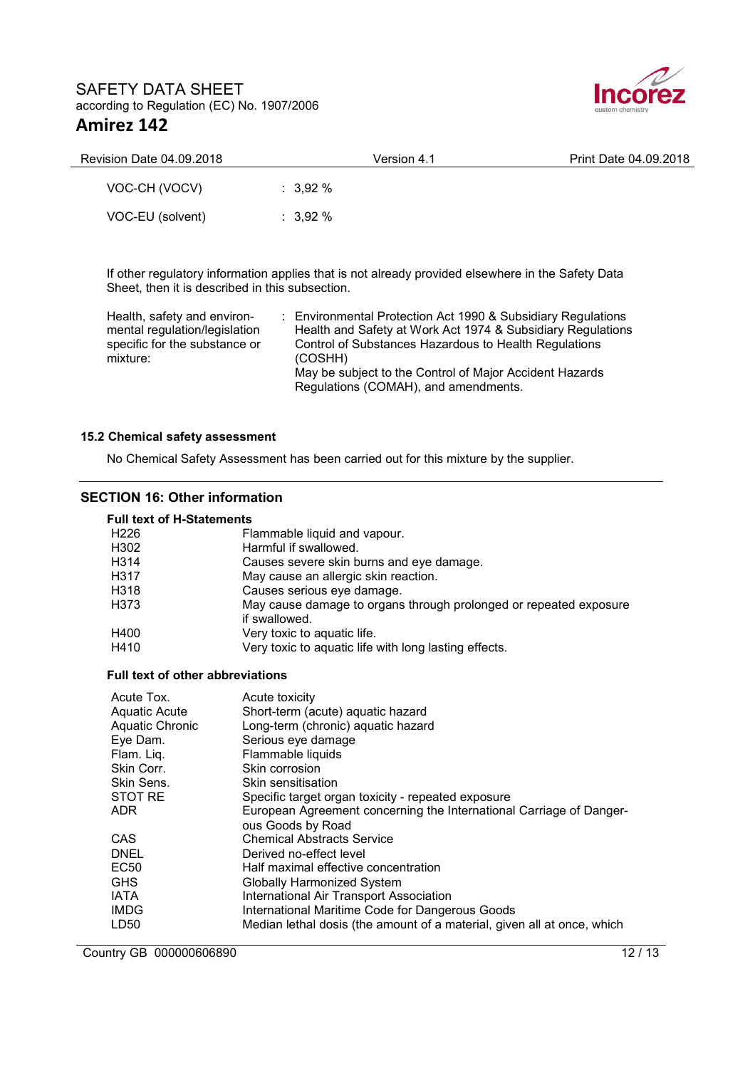| | |
|---|---|
| VOC-CH (VOCV) | : 3,92 % |
| VOC-EU (solvent) | : 3,92 % |

If other regulatory information applies that is not already provided elsewhere in the Safety Data Sheet, then it is described in this subsection.

| | |
|---|---|
| Health, safety and environmental regulation/legislation specific for the substance or mixture: | : Environmental Protection Act 1990 & Subsidiary Regulations<br>Health and Safety at Work Act 1974 & Subsidiary Regulations<br>Control of Substances Hazardous to Health Regulations (COSHH)<br>May be subject to the Control of Major Accident Hazards Regulations (COMAH), and amendments. |

### 15.2 Chemical safety assessment

No Chemical Safety Assessment has been carried out for this mixture by the supplier.

## SECTION 16: Other information

**Full text of H-Statements**

| | |
|---|---|
| H226 | Flammable liquid and vapour. |
| H302 | Harmful if swallowed. |
| H314 | Causes severe skin burns and eye damage. |
| H317 | May cause an allergic skin reaction. |
| H318 | Causes serious eye damage. |
| H373 | May cause damage to organs through prolonged or repeated exposure if swallowed. |
| H400 | Very toxic to aquatic life. |
| H410 | Very toxic to aquatic life with long lasting effects. |

**Full text of other abbreviations**

| | |
|---|---|
| Acute Tox. | Acute toxicity |
| Aquatic Acute | Short-term (acute) aquatic hazard |
| Aquatic Chronic | Long-term (chronic) aquatic hazard |
| Eye Dam. | Serious eye damage |
| Flam. Liq. | Flammable liquids |
| Skin Corr. | Skin corrosion |
| Skin Sens. | Skin sensitisation |
| STOT RE | Specific target organ toxicity - repeated exposure |
| ADR | European Agreement concerning the International Carriage of Dangerous Goods by Road |
| CAS | Chemical Abstracts Service |
| DNEL | Derived no-effect level |
| EC50 | Half maximal effective concentration |
| GHS | Globally Harmonized System |
| IATA | International Air Transport Association |
| IMDG | International Maritime Code for Dangerous Goods |
| LD50 | Median lethal dosis (the amount of a material, given all at once, which |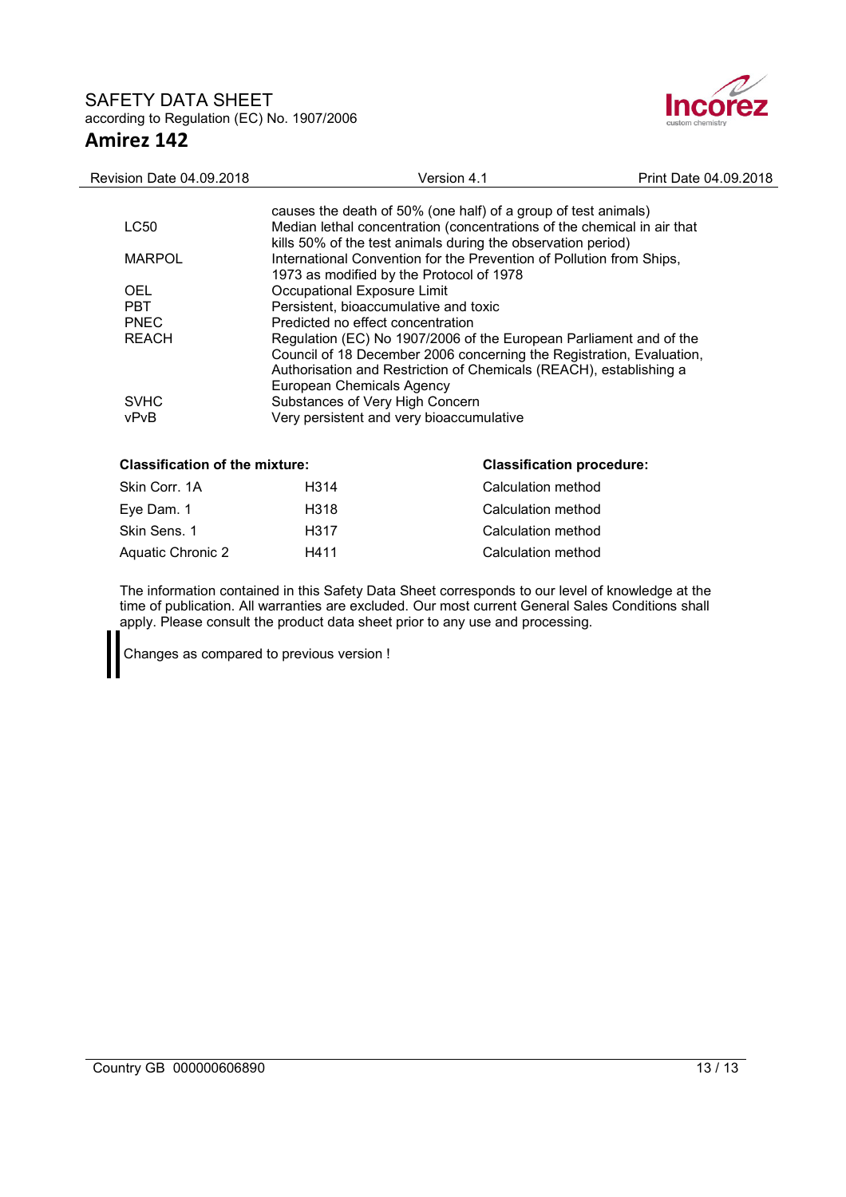| | |
|---|---|
| | causes the death of 50% (one half) of a group of test animals) |
| LC50 | Median lethal concentration (concentrations of the chemical in air that kills 50% of the test animals during the observation period) |
| MARPOL | International Convention for the Prevention of Pollution from Ships, 1973 as modified by the Protocol of 1978 |
| OEL | Occupational Exposure Limit |
| PBT | Persistent, bioaccumulative and toxic |
| PNEC | Predicted no effect concentration |
| REACH | Regulation (EC) No 1907/2006 of the European Parliament and of the Council of 18 December 2006 concerning the Registration, Evaluation, Authorisation and Restriction of Chemicals (REACH), establishing a European Chemicals Agency |
| SVHC | Substances of Very High Concern |
| vPvB | Very persistent and very bioaccumulative |

| **Classification of the mixture:** | | **Classification procedure:** |
|---|---|---|
| Skin Corr. 1A | H314 | Calculation method |
| Eye Dam. 1 | H318 | Calculation method |
| Skin Sens. 1 | H317 | Calculation method |
| Aquatic Chronic 2 | H411 | Calculation method |

The information contained in this Safety Data Sheet corresponds to our level of knowledge at the time of publication. All warranties are excluded. Our most current General Sales Conditions shall apply. Please consult the product data sheet prior to any use and processing.

Changes as compared to previous version !